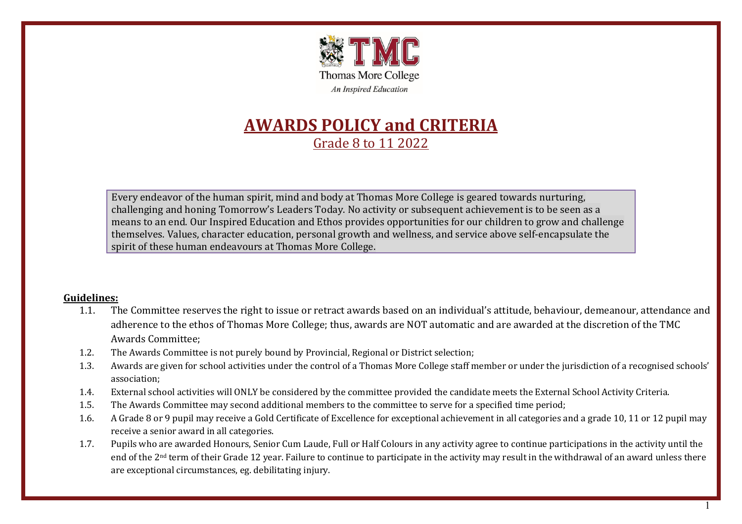TMC

Thomas More College

*An Inspired Education*

# AWARDS POLICY and CRITERIA

## Grade 8 to 11 2022

Every endeavor of the human spirit, mind and body at Thomas More College is geared towards nurturing, challenging and honing Tomorrow's Leaders Today. No activity or subsequent achievement is to be seen as a means to an end. Our Inspired Education and Ethos provides opportunities for our children to grow and challenge themselves. Values, character education, personal growth and wellness, and service above self-encapsulate the spirit of these human endeavours at Thomas More College.

**Guidelines:**

1.1. The Committee reserves the right to issue or retract awards based on an individual's attitude, behaviour, demeanour, attendance and adherence to the ethos of Thomas More College; thus, awards are NOT automatic and are awarded at the discretion of the TMC Awards Committee;

1.2. The Awards Committee is not purely bound by Provincial, Regional or District selection;

1.3. Awards are given for school activities under the control of a Thomas More College staff member or under the jurisdiction of a recognised schools' association;

1.4. External school activities will ONLY be considered by the committee provided the candidate meets the External School Activity Criteria.

1.5. The Awards Committee may second additional members to the committee to serve for a specified time period;

1.6. A Grade 8 or 9 pupil may receive a Gold Certificate of Excellence for exceptional achievement in all categories and a grade 10, 11 or 12 pupil may receive a senior award in all categories.

1.7. Pupils who are awarded Honours, Senior Cum Laude, Full or Half Colours in any activity agree to continue participations in the activity until the end of the 2nd term of their Grade 12 year. Failure to continue to participate in the activity may result in the withdrawal of an award unless there are exceptional circumstances, eg. debilitating injury.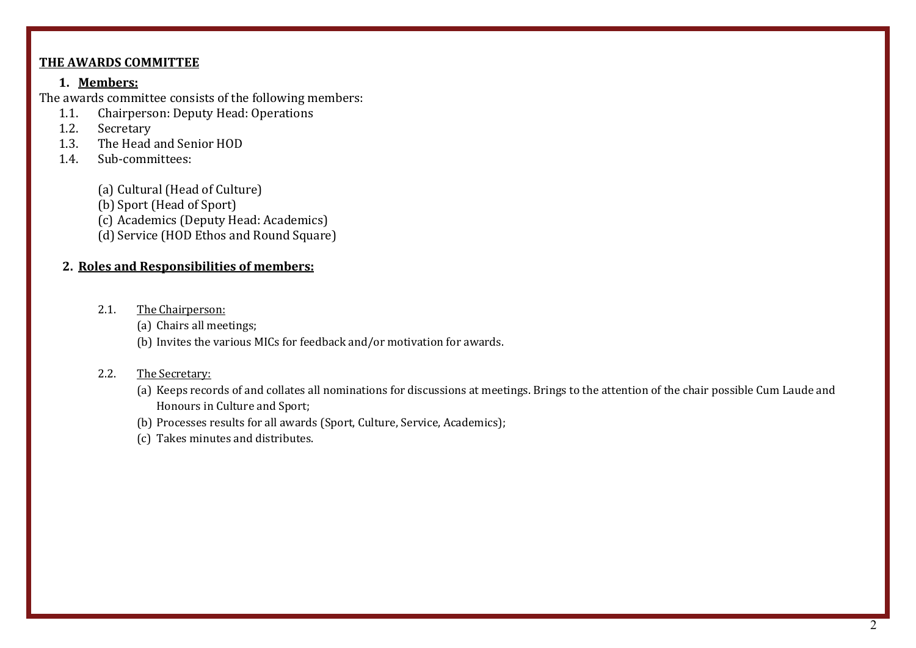## THE AWARDS COMMITTEE

### 1. Members:

The awards committee consists of the following members:

1.1. Chairperson: Deputy Head: Operations
1.2. Secretary
1.3. The Head and Senior HOD
1.4. Sub-committees:

(a) Cultural (Head of Culture)
(b) Sport (Head of Sport)
(c) Academics (Deputy Head: Academics)
(d) Service (HOD Ethos and Round Square)

### 2. Roles and Responsibilities of members:

2.1. The Chairperson:

(a) Chairs all meetings;
(b) Invites the various MICs for feedback and/or motivation for awards.

2.2. The Secretary:

(a) Keeps records of and collates all nominations for discussions at meetings. Brings to the attention of the chair possible Cum Laude and Honours in Culture and Sport;
(b) Processes results for all awards (Sport, Culture, Service, Academics);
(c) Takes minutes and distributes.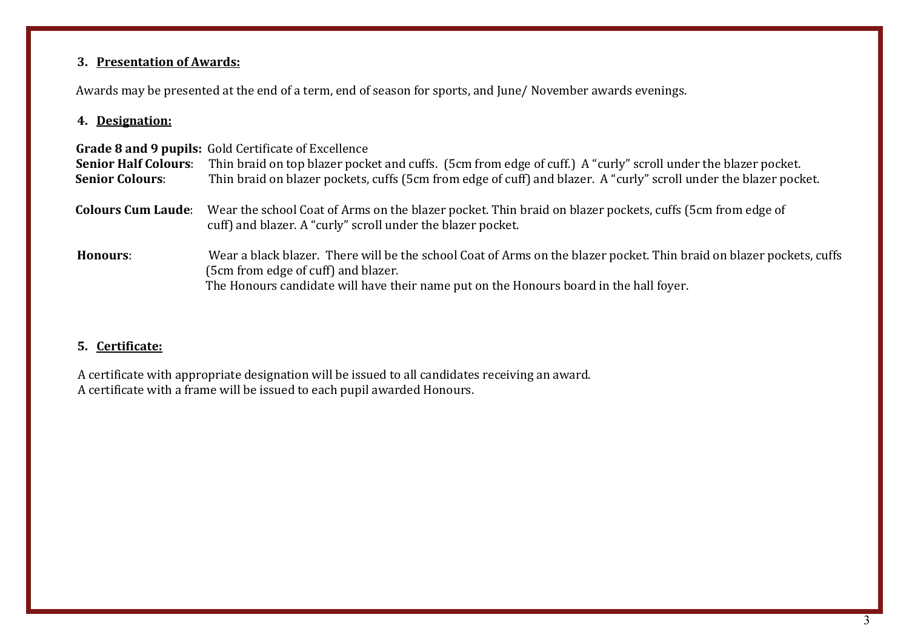### 3. Presentation of Awards:

Awards may be presented at the end of a term, end of season for sports, and June/ November awards evenings.

### 4. Designation:

**Grade 8 and 9 pupils:** Gold Certificate of Excellence

**Senior Half Colours**: Thin braid on top blazer pocket and cuffs. (5cm from edge of cuff.) A "curly" scroll under the blazer pocket.

**Senior Colours**: Thin braid on blazer pockets, cuffs (5cm from edge of cuff) and blazer. A "curly" scroll under the blazer pocket.

**Colours Cum Laude**: Wear the school Coat of Arms on the blazer pocket. Thin braid on blazer pockets, cuffs (5cm from edge of cuff) and blazer. A "curly" scroll under the blazer pocket.

**Honours**: Wear a black blazer. There will be the school Coat of Arms on the blazer pocket. Thin braid on blazer pockets, cuffs (5cm from edge of cuff) and blazer.
The Honours candidate will have their name put on the Honours board in the hall foyer.

### 5. Certificate:

A certificate with appropriate designation will be issued to all candidates receiving an award.
A certificate with a frame will be issued to each pupil awarded Honours.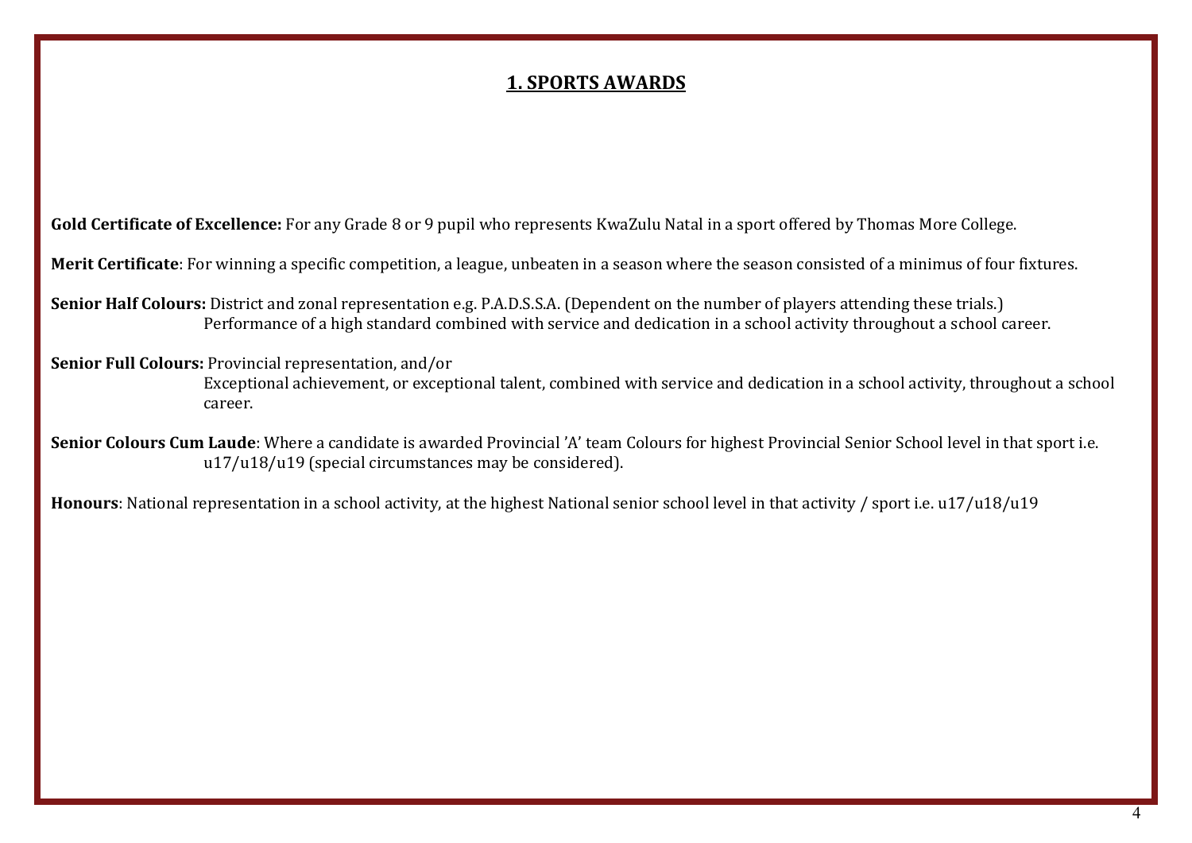## 1. SPORTS AWARDS

**Gold Certificate of Excellence:** For any Grade 8 or 9 pupil who represents KwaZulu Natal in a sport offered by Thomas More College.

**Merit Certificate**: For winning a specific competition, a league, unbeaten in a season where the season consisted of a minimus of four fixtures.

**Senior Half Colours:** District and zonal representation e.g. P.A.D.S.S.A. (Dependent on the number of players attending these trials.)
Performance of a high standard combined with service and dedication in a school activity throughout a school career.

**Senior Full Colours:** Provincial representation, and/or
Exceptional achievement, or exceptional talent, combined with service and dedication in a school activity, throughout a school career.

**Senior Colours Cum Laude**: Where a candidate is awarded Provincial 'A' team Colours for highest Provincial Senior School level in that sport i.e. u17/u18/u19 (special circumstances may be considered).

**Honours**: National representation in a school activity, at the highest National senior school level in that activity / sport i.e. u17/u18/u19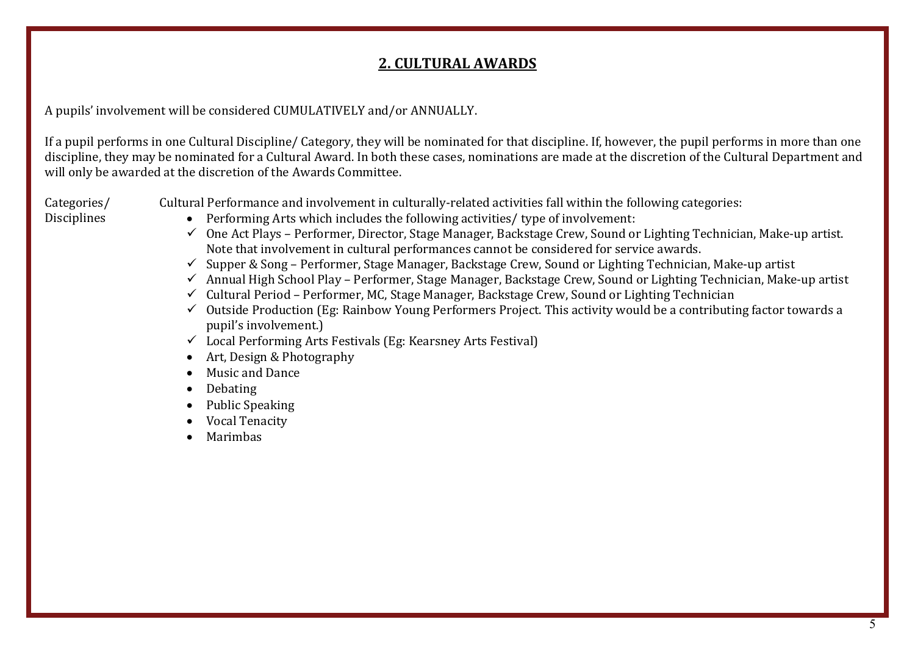## 2. CULTURAL AWARDS

A pupils' involvement will be considered CUMULATIVELY and/or ANNUALLY.

If a pupil performs in one Cultural Discipline/ Category, they will be nominated for that discipline. If, however, the pupil performs in more than one discipline, they may be nominated for a Cultural Award. In both these cases, nominations are made at the discretion of the Cultural Department and will only be awarded at the discretion of the Awards Committee.

**Categories/ Disciplines**

Cultural Performance and involvement in culturally-related activities fall within the following categories:

- Performing Arts which includes the following activities/ type of involvement:
  - ✓ One Act Plays – Performer, Director, Stage Manager, Backstage Crew, Sound or Lighting Technician, Make-up artist. Note that involvement in cultural performances cannot be considered for service awards.
  - ✓ Supper & Song – Performer, Stage Manager, Backstage Crew, Sound or Lighting Technician, Make-up artist
  - ✓ Annual High School Play – Performer, Stage Manager, Backstage Crew, Sound or Lighting Technician, Make-up artist
  - ✓ Cultural Period – Performer, MC, Stage Manager, Backstage Crew, Sound or Lighting Technician
  - ✓ Outside Production (Eg: Rainbow Young Performers Project. This activity would be a contributing factor towards a pupil's involvement.)
  - ✓ Local Performing Arts Festivals (Eg: Kearsney Arts Festival)
- Art, Design & Photography
- Music and Dance
- Debating
- Public Speaking
- Vocal Tenacity
- Marimbas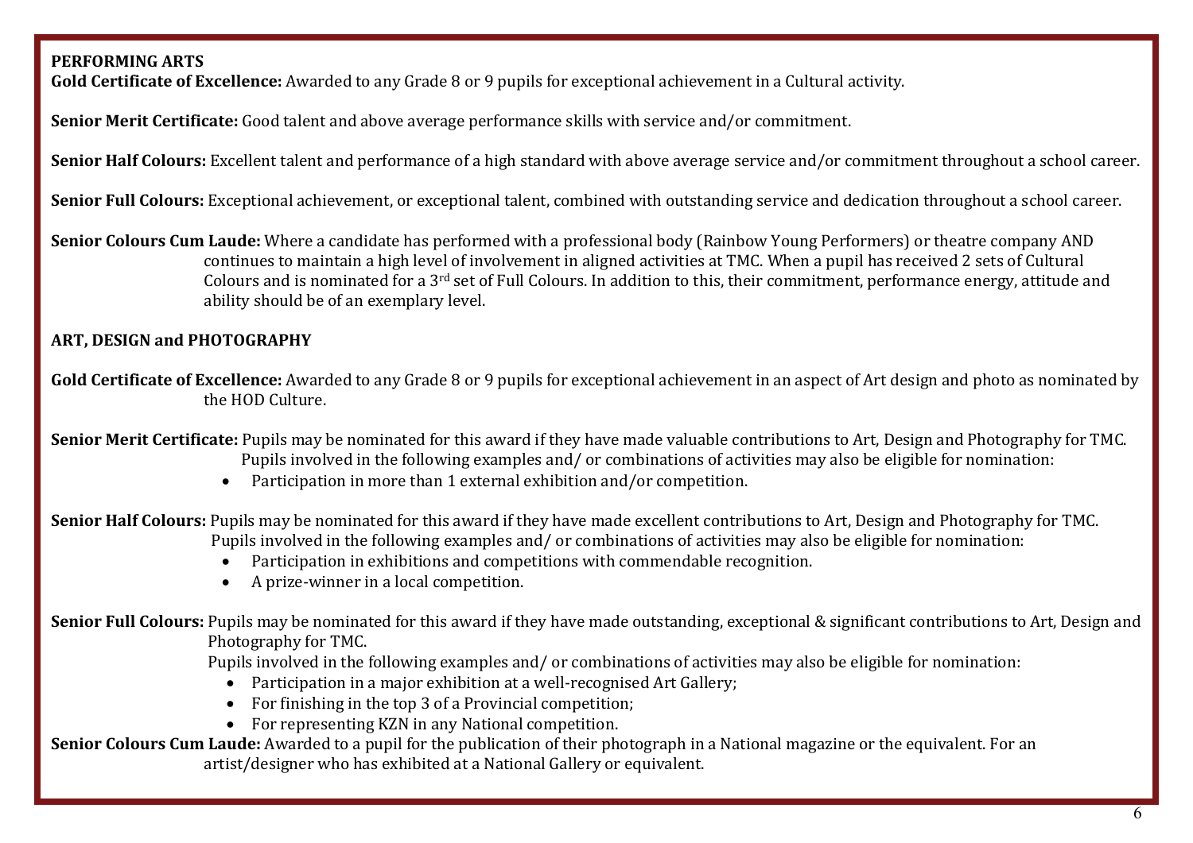**PERFORMING ARTS**

**Gold Certificate of Excellence:** Awarded to any Grade 8 or 9 pupils for exceptional achievement in a Cultural activity.

**Senior Merit Certificate:** Good talent and above average performance skills with service and/or commitment.

**Senior Half Colours:** Excellent talent and performance of a high standard with above average service and/or commitment throughout a school career.

**Senior Full Colours:** Exceptional achievement, or exceptional talent, combined with outstanding service and dedication throughout a school career.

**Senior Colours Cum Laude:** Where a candidate has performed with a professional body (Rainbow Young Performers) or theatre company AND continues to maintain a high level of involvement in aligned activities at TMC. When a pupil has received 2 sets of Cultural Colours and is nominated for a 3rd set of Full Colours. In addition to this, their commitment, performance energy, attitude and ability should be of an exemplary level.

**ART, DESIGN and PHOTOGRAPHY**

**Gold Certificate of Excellence:** Awarded to any Grade 8 or 9 pupils for exceptional achievement in an aspect of Art design and photo as nominated by the HOD Culture.

**Senior Merit Certificate:** Pupils may be nominated for this award if they have made valuable contributions to Art, Design and Photography for TMC. Pupils involved in the following examples and/ or combinations of activities may also be eligible for nomination:

- Participation in more than 1 external exhibition and/or competition.

**Senior Half Colours:** Pupils may be nominated for this award if they have made excellent contributions to Art, Design and Photography for TMC. Pupils involved in the following examples and/ or combinations of activities may also be eligible for nomination:

- Participation in exhibitions and competitions with commendable recognition.
- A prize-winner in a local competition.

**Senior Full Colours:** Pupils may be nominated for this award if they have made outstanding, exceptional & significant contributions to Art, Design and Photography for TMC.

Pupils involved in the following examples and/ or combinations of activities may also be eligible for nomination:

- Participation in a major exhibition at a well-recognised Art Gallery;
- For finishing in the top 3 of a Provincial competition;
- For representing KZN in any National competition.

**Senior Colours Cum Laude:** Awarded to a pupil for the publication of their photograph in a National magazine or the equivalent. For an artist/designer who has exhibited at a National Gallery or equivalent.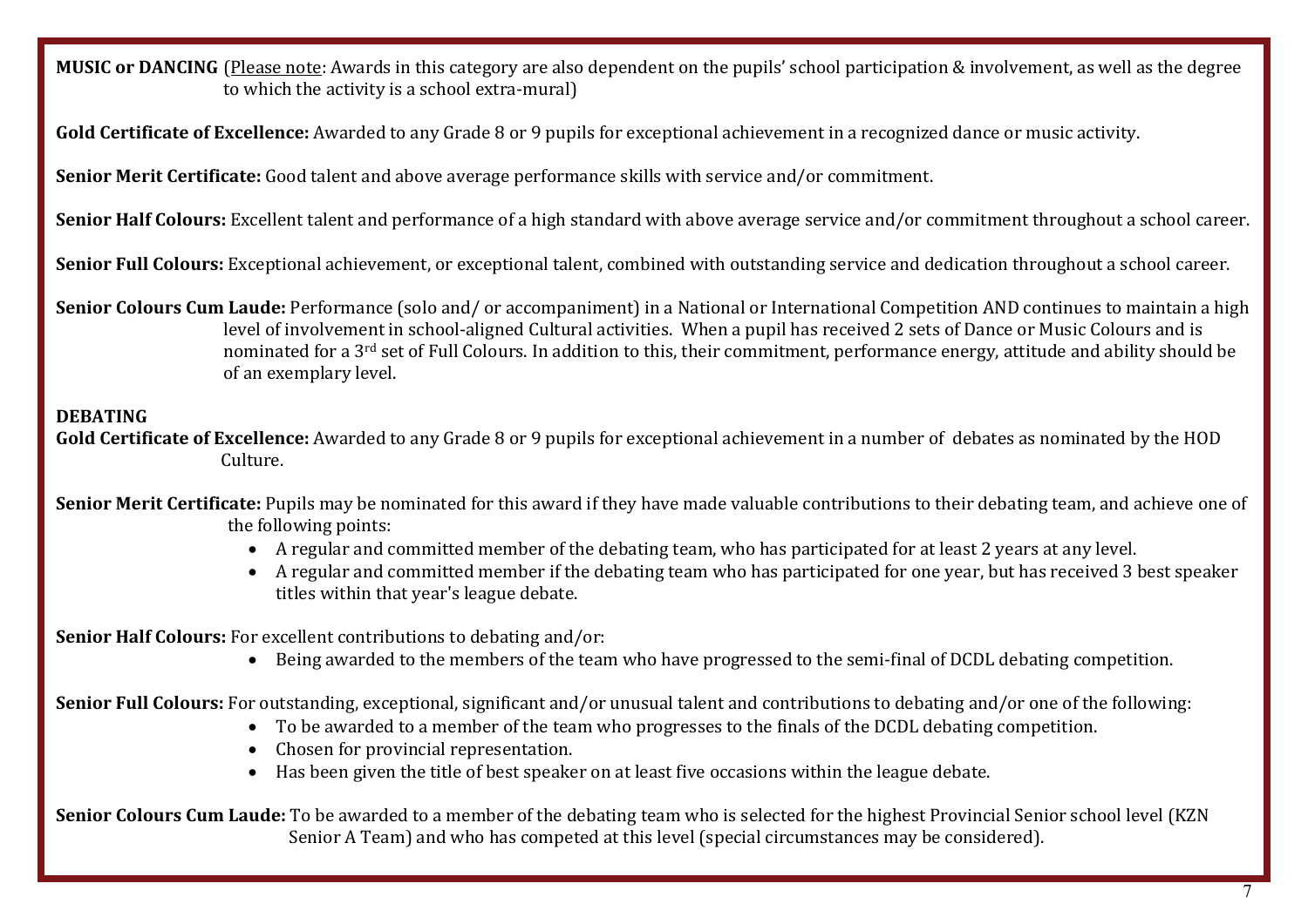**MUSIC or DANCING** (Please note: Awards in this category are also dependent on the pupils' school participation & involvement, as well as the degree to which the activity is a school extra-mural)

**Gold Certificate of Excellence:** Awarded to any Grade 8 or 9 pupils for exceptional achievement in a recognized dance or music activity.

**Senior Merit Certificate:** Good talent and above average performance skills with service and/or commitment.

**Senior Half Colours:** Excellent talent and performance of a high standard with above average service and/or commitment throughout a school career.

**Senior Full Colours:** Exceptional achievement, or exceptional talent, combined with outstanding service and dedication throughout a school career.

**Senior Colours Cum Laude:** Performance (solo and/ or accompaniment) in a National or International Competition AND continues to maintain a high level of involvement in school-aligned Cultural activities. When a pupil has received 2 sets of Dance or Music Colours and is nominated for a 3rd set of Full Colours. In addition to this, their commitment, performance energy, attitude and ability should be of an exemplary level.

**DEBATING**

**Gold Certificate of Excellence:** Awarded to any Grade 8 or 9 pupils for exceptional achievement in a number of debates as nominated by the HOD Culture.

**Senior Merit Certificate:** Pupils may be nominated for this award if they have made valuable contributions to their debating team, and achieve one of the following points:

- A regular and committed member of the debating team, who has participated for at least 2 years at any level.
- A regular and committed member if the debating team who has participated for one year, but has received 3 best speaker titles within that year's league debate.

**Senior Half Colours:** For excellent contributions to debating and/or:

- Being awarded to the members of the team who have progressed to the semi-final of DCDL debating competition.

**Senior Full Colours:** For outstanding, exceptional, significant and/or unusual talent and contributions to debating and/or one of the following:

- To be awarded to a member of the team who progresses to the finals of the DCDL debating competition.
- Chosen for provincial representation.
- Has been given the title of best speaker on at least five occasions within the league debate.

**Senior Colours Cum Laude:** To be awarded to a member of the debating team who is selected for the highest Provincial Senior school level (KZN Senior A Team) and who has competed at this level (special circumstances may be considered).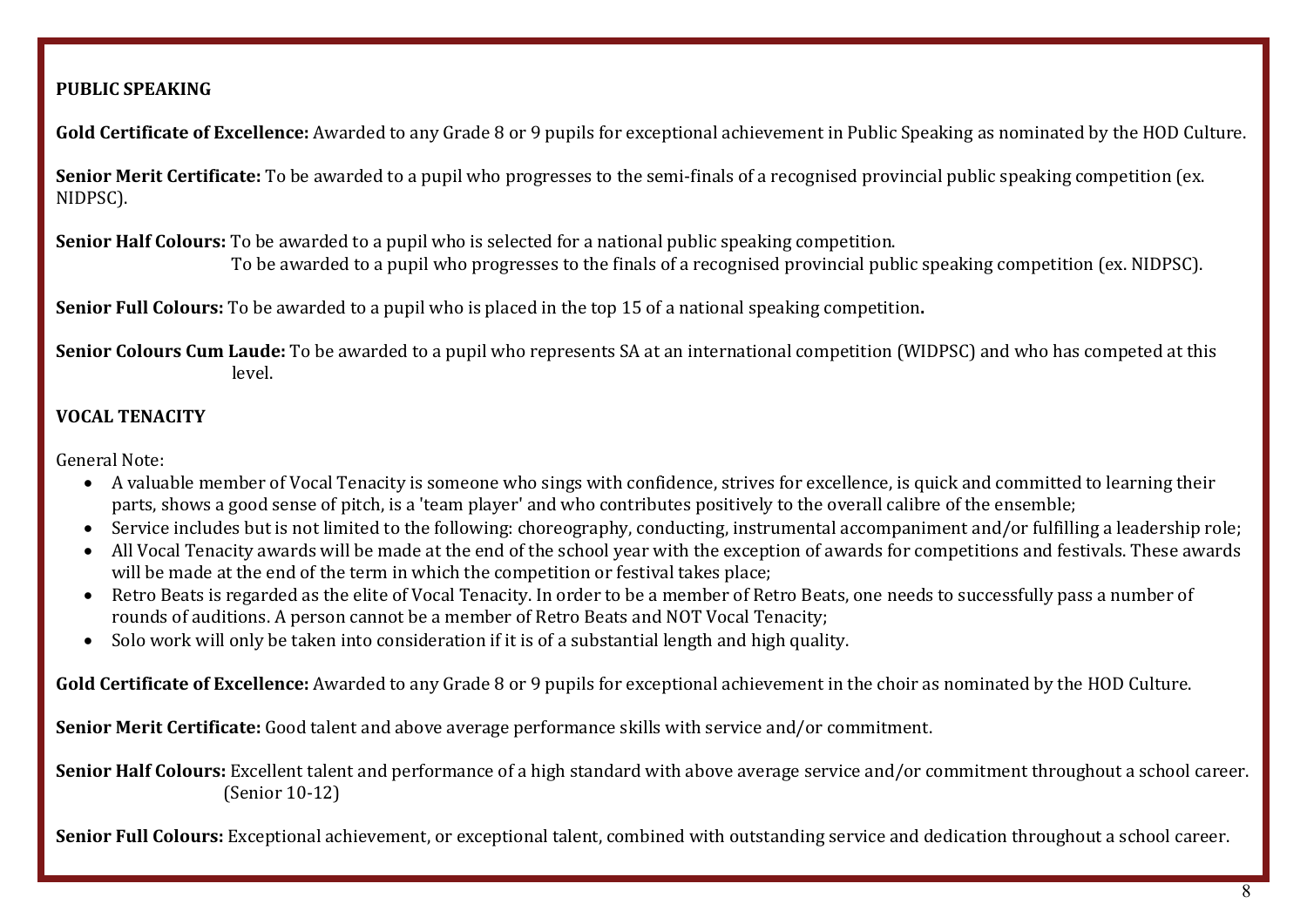**PUBLIC SPEAKING**

**Gold Certificate of Excellence:** Awarded to any Grade 8 or 9 pupils for exceptional achievement in Public Speaking as nominated by the HOD Culture.

**Senior Merit Certificate:** To be awarded to a pupil who progresses to the semi-finals of a recognised provincial public speaking competition (ex. NIDPSC).

**Senior Half Colours:** To be awarded to a pupil who is selected for a national public speaking competition.
To be awarded to a pupil who progresses to the finals of a recognised provincial public speaking competition (ex. NIDPSC).

**Senior Full Colours:** To be awarded to a pupil who is placed in the top 15 of a national speaking competition**.**

**Senior Colours Cum Laude:** To be awarded to a pupil who represents SA at an international competition (WIDPSC) and who has competed at this level.

**VOCAL TENACITY**

General Note:

- A valuable member of Vocal Tenacity is someone who sings with confidence, strives for excellence, is quick and committed to learning their parts, shows a good sense of pitch, is a 'team player' and who contributes positively to the overall calibre of the ensemble;
- Service includes but is not limited to the following: choreography, conducting, instrumental accompaniment and/or fulfilling a leadership role;
- All Vocal Tenacity awards will be made at the end of the school year with the exception of awards for competitions and festivals. These awards will be made at the end of the term in which the competition or festival takes place;
- Retro Beats is regarded as the elite of Vocal Tenacity. In order to be a member of Retro Beats, one needs to successfully pass a number of rounds of auditions. A person cannot be a member of Retro Beats and NOT Vocal Tenacity;
- Solo work will only be taken into consideration if it is of a substantial length and high quality.

**Gold Certificate of Excellence:** Awarded to any Grade 8 or 9 pupils for exceptional achievement in the choir as nominated by the HOD Culture.

**Senior Merit Certificate:** Good talent and above average performance skills with service and/or commitment.

**Senior Half Colours:** Excellent talent and performance of a high standard with above average service and/or commitment throughout a school career. (Senior 10-12)

**Senior Full Colours:** Exceptional achievement, or exceptional talent, combined with outstanding service and dedication throughout a school career.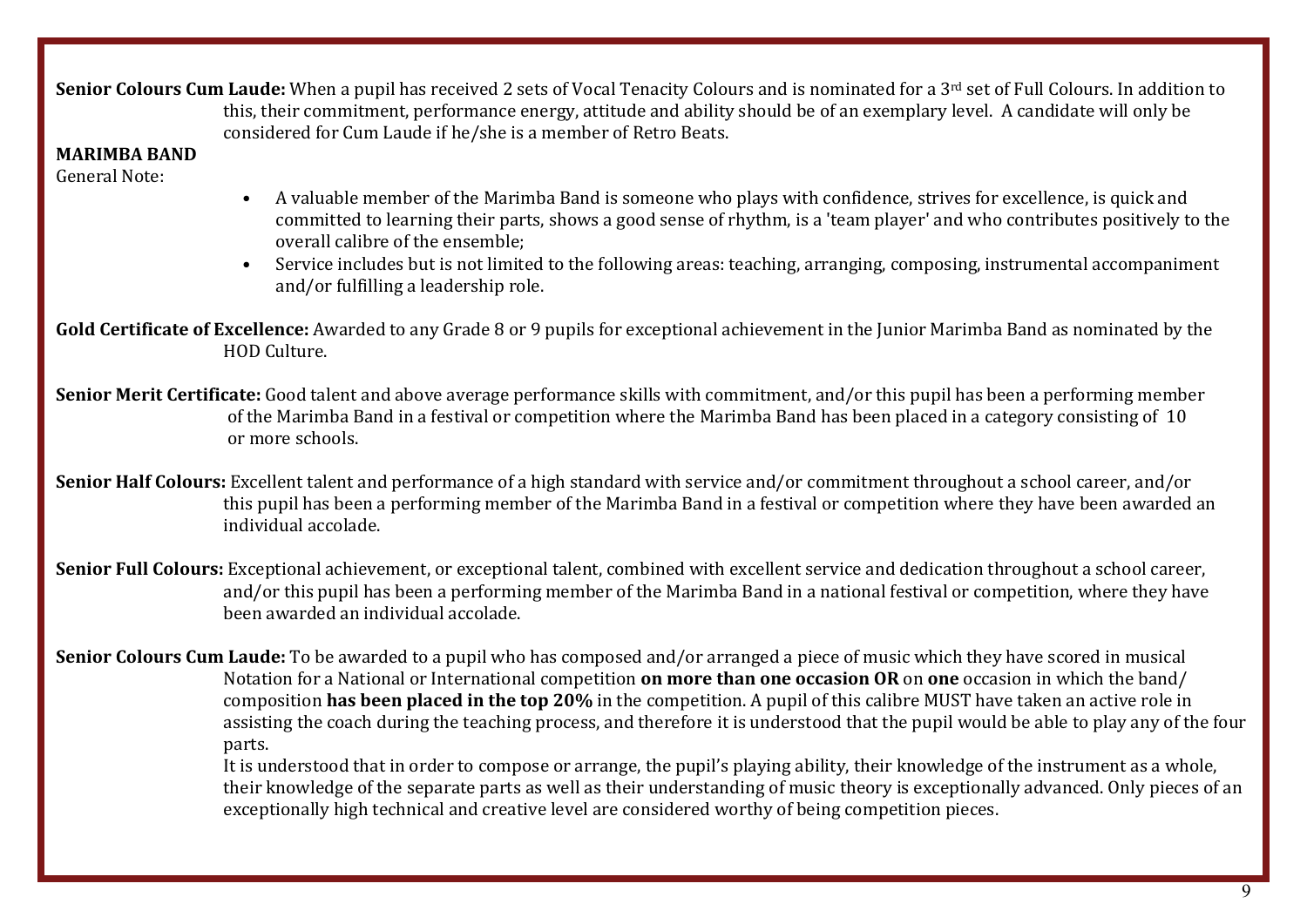**Senior Colours Cum Laude:** When a pupil has received 2 sets of Vocal Tenacity Colours and is nominated for a 3rd set of Full Colours. In addition to this, their commitment, performance energy, attitude and ability should be of an exemplary level. A candidate will only be considered for Cum Laude if he/she is a member of Retro Beats.

**MARIMBA BAND**

General Note:

- A valuable member of the Marimba Band is someone who plays with confidence, strives for excellence, is quick and committed to learning their parts, shows a good sense of rhythm, is a 'team player' and who contributes positively to the overall calibre of the ensemble;
- Service includes but is not limited to the following areas: teaching, arranging, composing, instrumental accompaniment and/or fulfilling a leadership role.

**Gold Certificate of Excellence:** Awarded to any Grade 8 or 9 pupils for exceptional achievement in the Junior Marimba Band as nominated by the HOD Culture.

**Senior Merit Certificate:** Good talent and above average performance skills with commitment, and/or this pupil has been a performing member of the Marimba Band in a festival or competition where the Marimba Band has been placed in a category consisting of 10 or more schools.

**Senior Half Colours:** Excellent talent and performance of a high standard with service and/or commitment throughout a school career, and/or this pupil has been a performing member of the Marimba Band in a festival or competition where they have been awarded an individual accolade.

**Senior Full Colours:** Exceptional achievement, or exceptional talent, combined with excellent service and dedication throughout a school career, and/or this pupil has been a performing member of the Marimba Band in a national festival or competition, where they have been awarded an individual accolade.

**Senior Colours Cum Laude:** To be awarded to a pupil who has composed and/or arranged a piece of music which they have scored in musical Notation for a National or International competition **on more than one occasion OR** on **one** occasion in which the band/ composition **has been placed in the top 20%** in the competition. A pupil of this calibre MUST have taken an active role in assisting the coach during the teaching process, and therefore it is understood that the pupil would be able to play any of the four parts.

It is understood that in order to compose or arrange, the pupil's playing ability, their knowledge of the instrument as a whole, their knowledge of the separate parts as well as their understanding of music theory is exceptionally advanced. Only pieces of an exceptionally high technical and creative level are considered worthy of being competition pieces.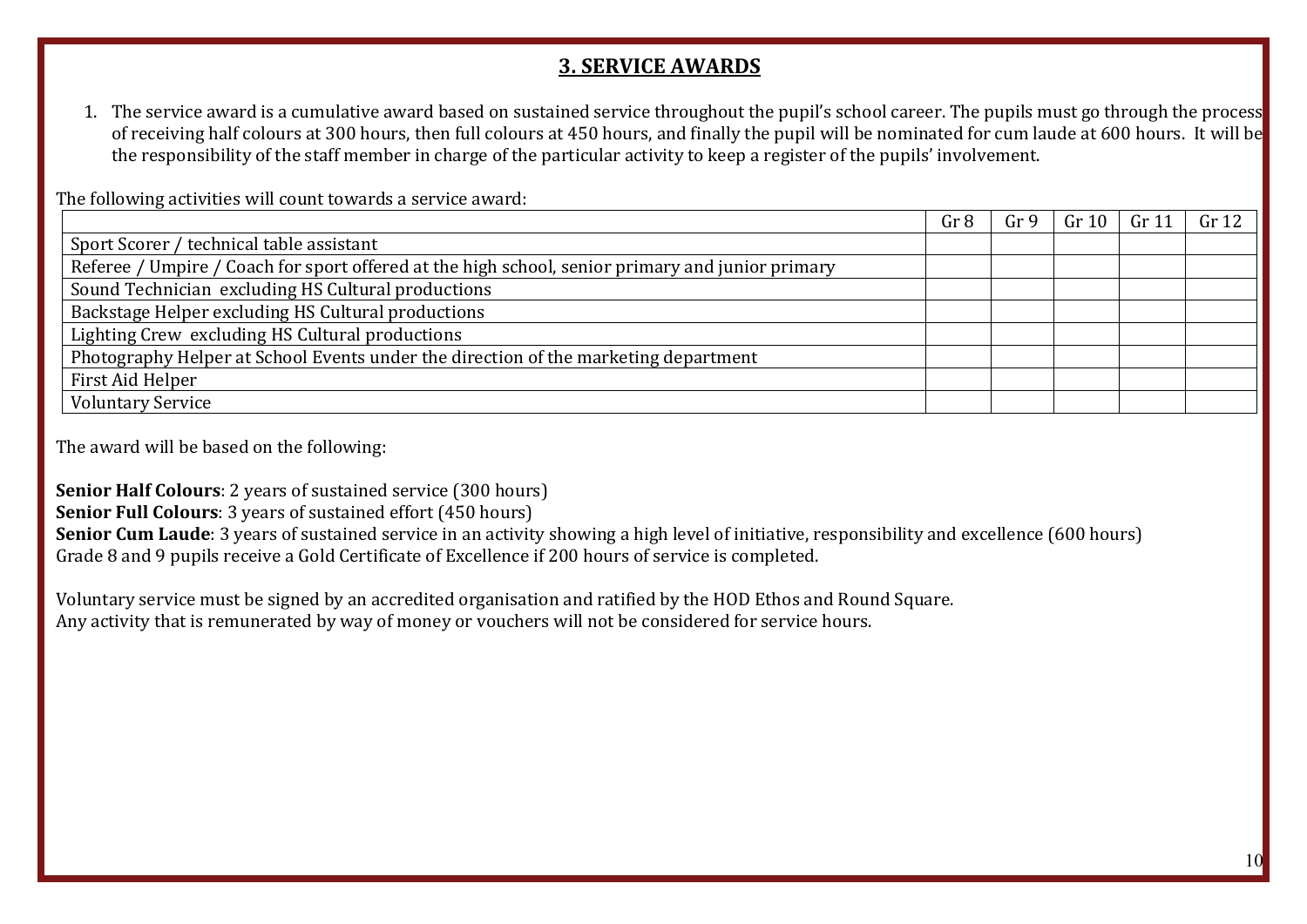## 3. SERVICE AWARDS

1. The service award is a cumulative award based on sustained service throughout the pupil's school career. The pupils must go through the process of receiving half colours at 300 hours, then full colours at 450 hours, and finally the pupil will be nominated for cum laude at 600 hours. It will be the responsibility of the staff member in charge of the particular activity to keep a register of the pupils' involvement.

The following activities will count towards a service award:

| | Gr 8 | Gr 9 | Gr 10 | Gr 11 | Gr 12 |
|---|---|---|---|---|---|
| Sport Scorer / technical table assistant | | | | | |
| Referee / Umpire / Coach for sport offered at the high school, senior primary and junior primary | | | | | |
| Sound Technician excluding HS Cultural productions | | | | | |
| Backstage Helper excluding HS Cultural productions | | | | | |
| Lighting Crew excluding HS Cultural productions | | | | | |
| Photography Helper at School Events under the direction of the marketing department | | | | | |
| First Aid Helper | | | | | |
| Voluntary Service | | | | | |

The award will be based on the following:

**Senior Half Colours**: 2 years of sustained service (300 hours)
**Senior Full Colours**: 3 years of sustained effort (450 hours)
**Senior Cum Laude**: 3 years of sustained service in an activity showing a high level of initiative, responsibility and excellence (600 hours)
Grade 8 and 9 pupils receive a Gold Certificate of Excellence if 200 hours of service is completed.

Voluntary service must be signed by an accredited organisation and ratified by the HOD Ethos and Round Square.
Any activity that is remunerated by way of money or vouchers will not be considered for service hours.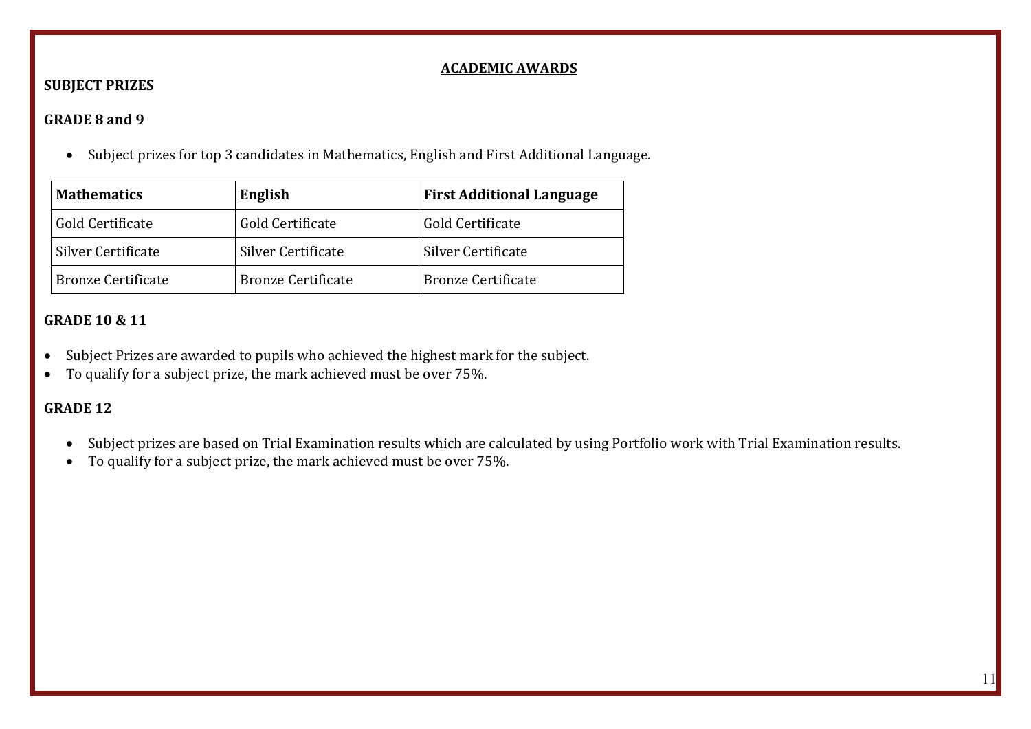# ACADEMIC AWARDS

## SUBJECT PRIZES

### GRADE 8 and 9

- Subject prizes for top 3 candidates in Mathematics, English and First Additional Language.

| Mathematics | English | First Additional Language |
| --- | --- | --- |
| Gold Certificate | Gold Certificate | Gold Certificate |
| Silver Certificate | Silver Certificate | Silver Certificate |
| Bronze Certificate | Bronze Certificate | Bronze Certificate |

### GRADE 10 & 11

- Subject Prizes are awarded to pupils who achieved the highest mark for the subject.
- To qualify for a subject prize, the mark achieved must be over 75%.

### GRADE 12

- Subject prizes are based on Trial Examination results which are calculated by using Portfolio work with Trial Examination results.
- To qualify for a subject prize, the mark achieved must be over 75%.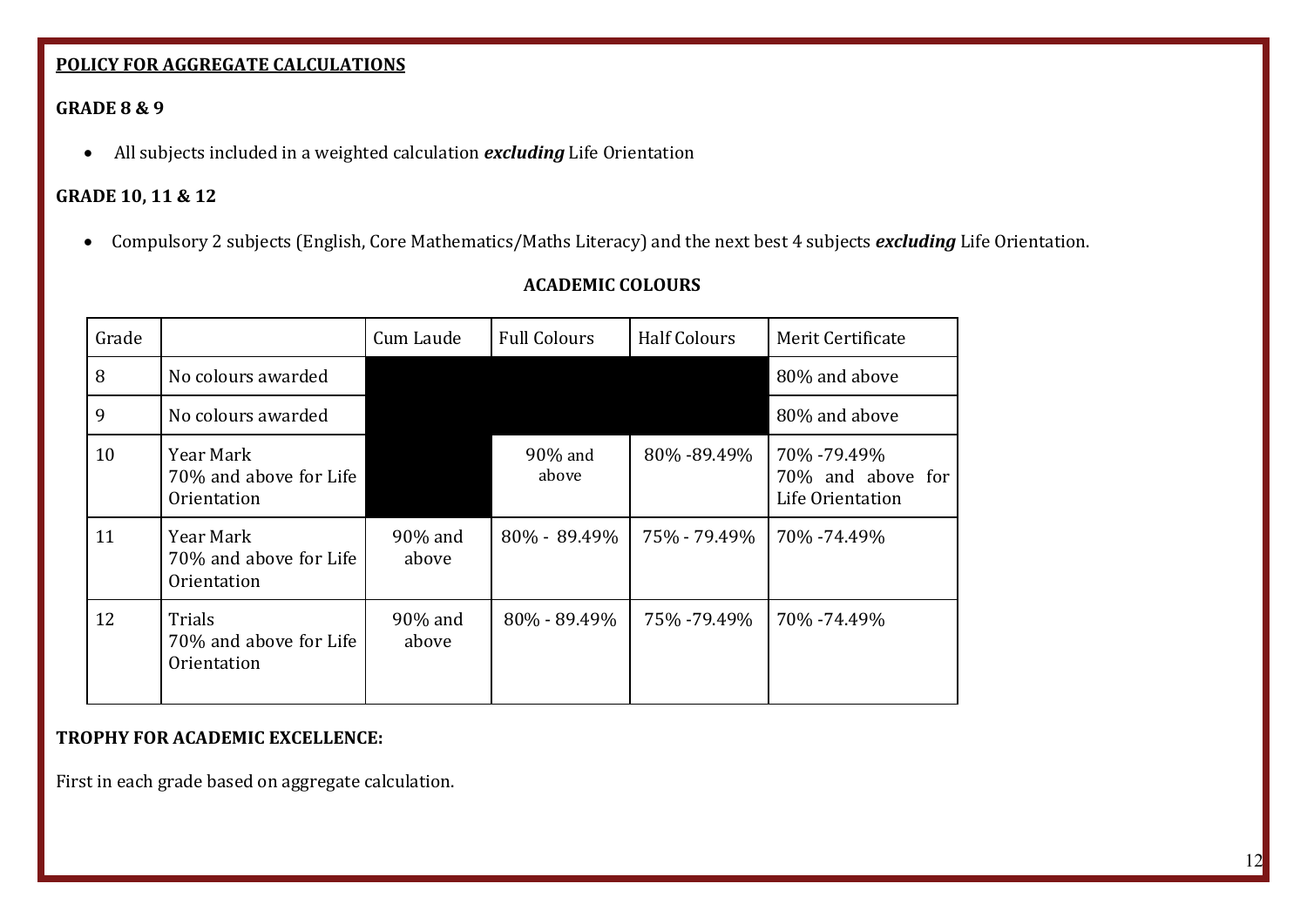**POLICY FOR AGGREGATE CALCULATIONS**

**GRADE 8 & 9**

- All subjects included in a weighted calculation ***excluding*** Life Orientation

**GRADE 10, 11 & 12**

- Compulsory 2 subjects (English, Core Mathematics/Maths Literacy) and the next best 4 subjects ***excluding*** Life Orientation.

**ACADEMIC COLOURS**

| Grade | | Cum Laude | Full Colours | Half Colours | Merit Certificate |
|---|---|---|---|---|---|
| 8 | No colours awarded | | | | 80% and above |
| 9 | No colours awarded | | | | 80% and above |
| 10 | Year Mark<br>70% and above for Life Orientation | | 90% and above | 80% -89.49% | 70% -79.49%<br>70% and above for Life Orientation |
| 11 | Year Mark<br>70% and above for Life Orientation | 90% and above | 80% - 89.49% | 75% - 79.49% | 70% -74.49% |
| 12 | Trials<br>70% and above for Life Orientation | 90% and above | 80% - 89.49% | 75% -79.49% | 70% -74.49% |

**TROPHY FOR ACADEMIC EXCELLENCE:**

First in each grade based on aggregate calculation.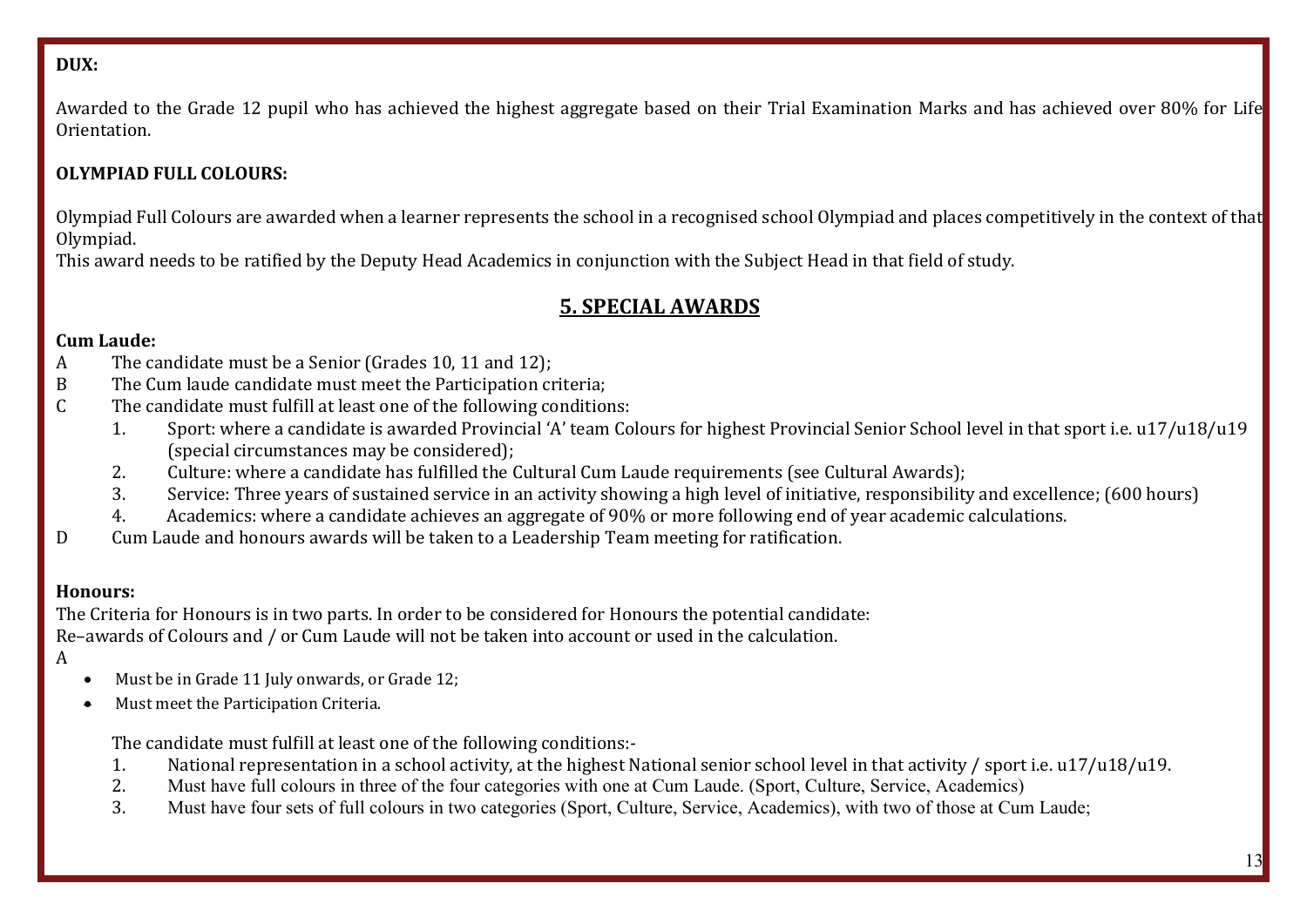**DUX:**

Awarded to the Grade 12 pupil who has achieved the highest aggregate based on their Trial Examination Marks and has achieved over 80% for Life Orientation.

**OLYMPIAD FULL COLOURS:**

Olympiad Full Colours are awarded when a learner represents the school in a recognised school Olympiad and places competitively in the context of that Olympiad.
This award needs to be ratified by the Deputy Head Academics in conjunction with the Subject Head in that field of study.

## 5. SPECIAL AWARDS

**Cum Laude:**

A The candidate must be a Senior (Grades 10, 11 and 12);
B The Cum laude candidate must meet the Participation criteria;
C The candidate must fulfill at least one of the following conditions:

1. Sport: where a candidate is awarded Provincial 'A' team Colours for highest Provincial Senior School level in that sport i.e. u17/u18/u19 (special circumstances may be considered);
2. Culture: where a candidate has fulfilled the Cultural Cum Laude requirements (see Cultural Awards);
3. Service: Three years of sustained service in an activity showing a high level of initiative, responsibility and excellence; (600 hours)
4. Academics: where a candidate achieves an aggregate of 90% or more following end of year academic calculations.

D Cum Laude and honours awards will be taken to a Leadership Team meeting for ratification.

**Honours:**

The Criteria for Honours is in two parts. In order to be considered for Honours the potential candidate:
Re–awards of Colours and / or Cum Laude will not be taken into account or used in the calculation.

A

- Must be in Grade 11 July onwards, or Grade 12;
- Must meet the Participation Criteria.

The candidate must fulfill at least one of the following conditions:-

1. National representation in a school activity, at the highest National senior school level in that activity / sport i.e. u17/u18/u19.
2. Must have full colours in three of the four categories with one at Cum Laude. (Sport, Culture, Service, Academics)
3. Must have four sets of full colours in two categories (Sport, Culture, Service, Academics), with two of those at Cum Laude;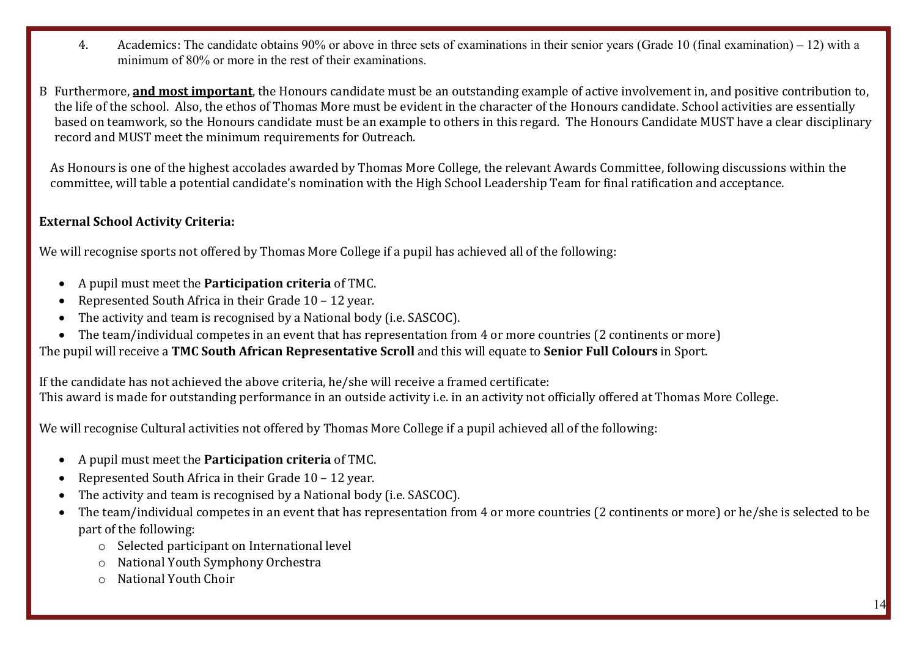4. Academics: The candidate obtains 90% or above in three sets of examinations in their senior years (Grade 10 (final examination) – 12) with a minimum of 80% or more in the rest of their examinations.

B Furthermore, **<u>and most important</u>**, the Honours candidate must be an outstanding example of active involvement in, and positive contribution to, the life of the school. Also, the ethos of Thomas More must be evident in the character of the Honours candidate. School activities are essentially based on teamwork, so the Honours candidate must be an example to others in this regard. The Honours Candidate MUST have a clear disciplinary record and MUST meet the minimum requirements for Outreach.

As Honours is one of the highest accolades awarded by Thomas More College, the relevant Awards Committee, following discussions within the committee, will table a potential candidate's nomination with the High School Leadership Team for final ratification and acceptance.

**External School Activity Criteria:**

We will recognise sports not offered by Thomas More College if a pupil has achieved all of the following:

- A pupil must meet the **Participation criteria** of TMC.
- Represented South Africa in their Grade 10 – 12 year.
- The activity and team is recognised by a National body (i.e. SASCOC).
- The team/individual competes in an event that has representation from 4 or more countries (2 continents or more)

The pupil will receive a **TMC South African Representative Scroll** and this will equate to **Senior Full Colours** in Sport.

If the candidate has not achieved the above criteria, he/she will receive a framed certificate:
This award is made for outstanding performance in an outside activity i.e. in an activity not officially offered at Thomas More College.

We will recognise Cultural activities not offered by Thomas More College if a pupil achieved all of the following:

- A pupil must meet the **Participation criteria** of TMC.
- Represented South Africa in their Grade 10 – 12 year.
- The activity and team is recognised by a National body (i.e. SASCOC).
- The team/individual competes in an event that has representation from 4 or more countries (2 continents or more) or he/she is selected to be part of the following:
    - Selected participant on International level
    - National Youth Symphony Orchestra
    - National Youth Choir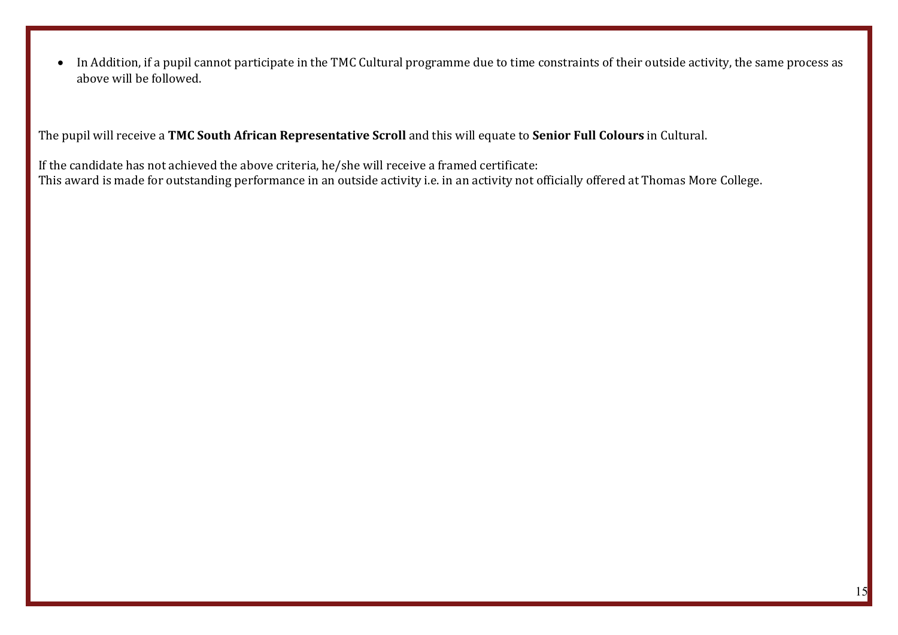- In Addition, if a pupil cannot participate in the TMC Cultural programme due to time constraints of their outside activity, the same process as above will be followed.

The pupil will receive a **TMC South African Representative Scroll** and this will equate to **Senior Full Colours** in Cultural.

If the candidate has not achieved the above criteria, he/she will receive a framed certificate:
This award is made for outstanding performance in an outside activity i.e. in an activity not officially offered at Thomas More College.